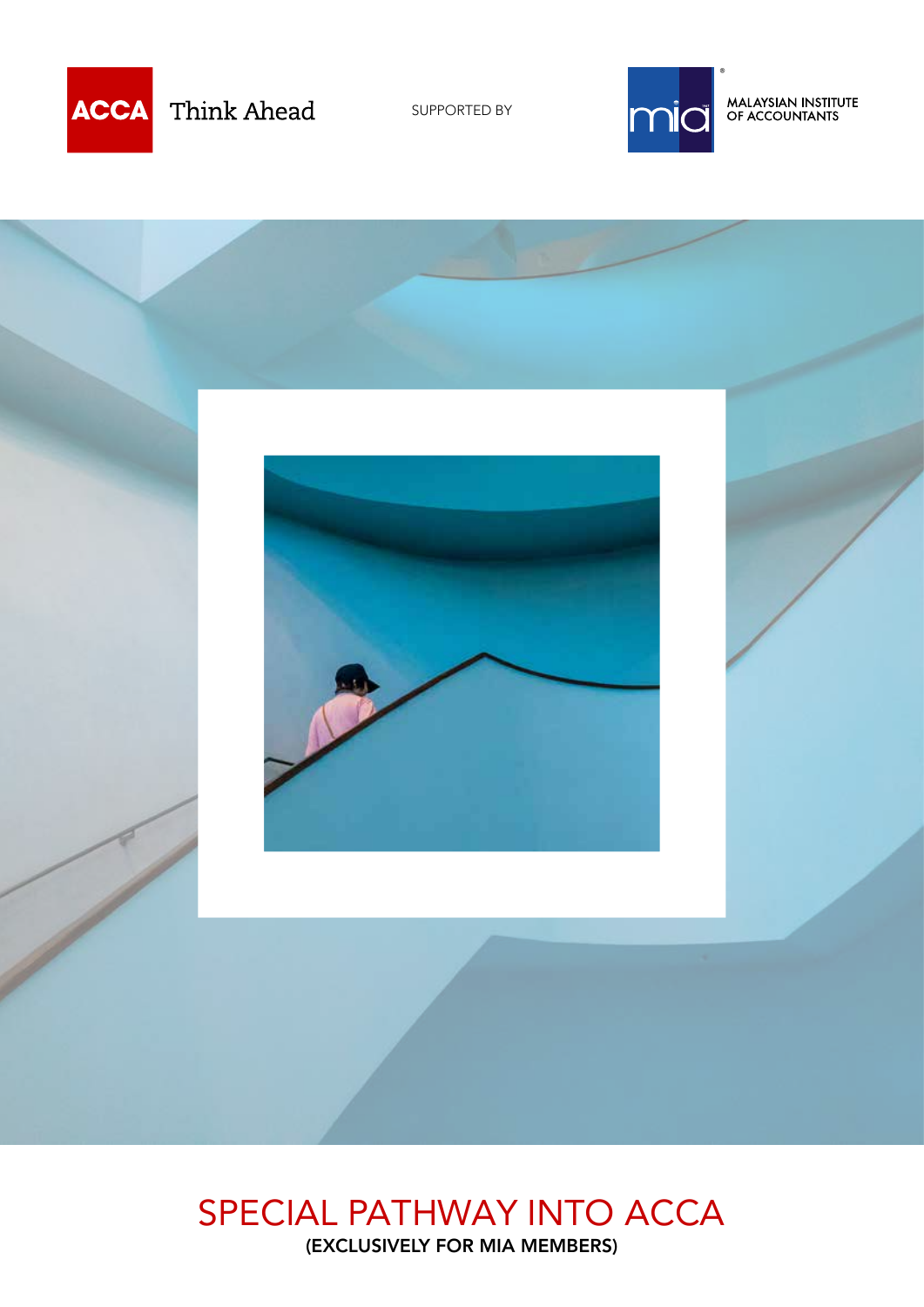ACCA Think Ahead

SUPPORTED BY

MALAYSIAN INSTITUTE OF ACCOUNTANTS

# SPECIAL PATHWAY INTO ACCA

**(EXCLUSIVELY FOR MIA MEMBERS)**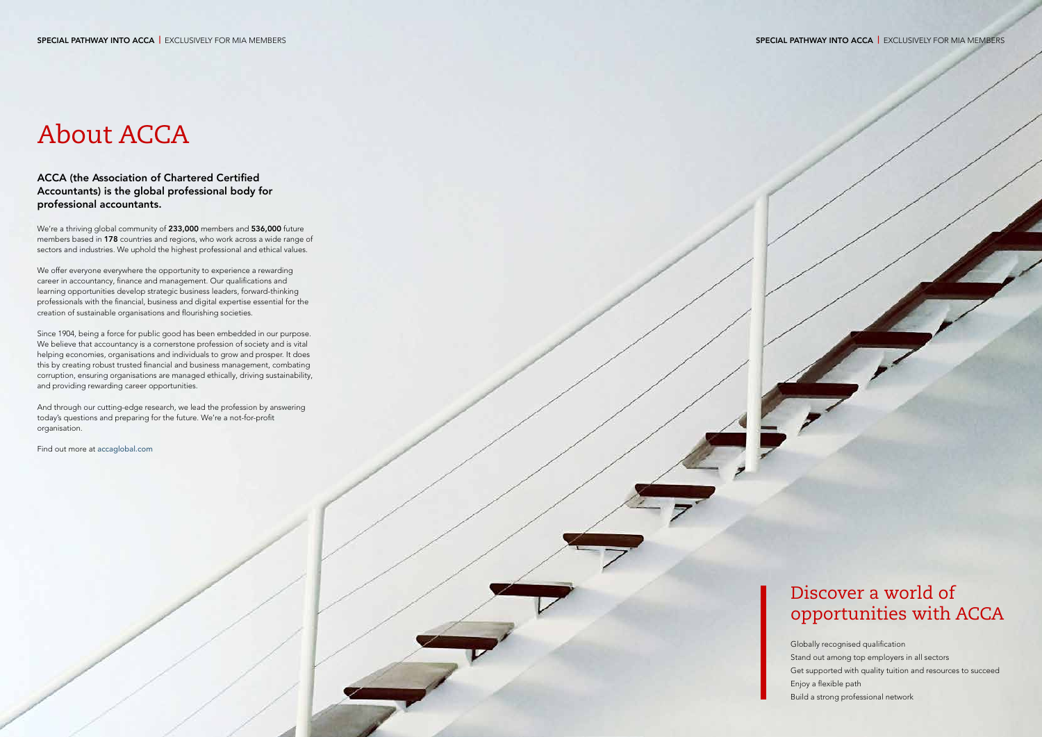# About ACCA

**ACCA (the Association of Chartered Certified Accountants) is the global professional body for professional accountants.**

We're a thriving global community of **233,000** members and **536,000** future members based in **178** countries and regions, who work across a wide range of sectors and industries. We uphold the highest professional and ethical values.

We offer everyone everywhere the opportunity to experience a rewarding career in accountancy, finance and management. Our qualifications and learning opportunities develop strategic business leaders, forward-thinking professionals with the financial, business and digital expertise essential for the creation of sustainable organisations and flourishing societies.

Since 1904, being a force for public good has been embedded in our purpose. We believe that accountancy is a cornerstone profession of society and is vital helping economies, organisations and individuals to grow and prosper. It does this by creating robust trusted financial and business management, combating corruption, ensuring organisations are managed ethically, driving sustainability, and providing rewarding career opportunities.

And through our cutting-edge research, we lead the profession by answering today's questions and preparing for the future. We're a not-for-profit organisation.

Find out more at accaglobal.com

## Discover a world of opportunities with ACCA

Globally recognised qualification
Stand out among top employers in all sectors
Get supported with quality tuition and resources to succeed
Enjoy a flexible path
Build a strong professional network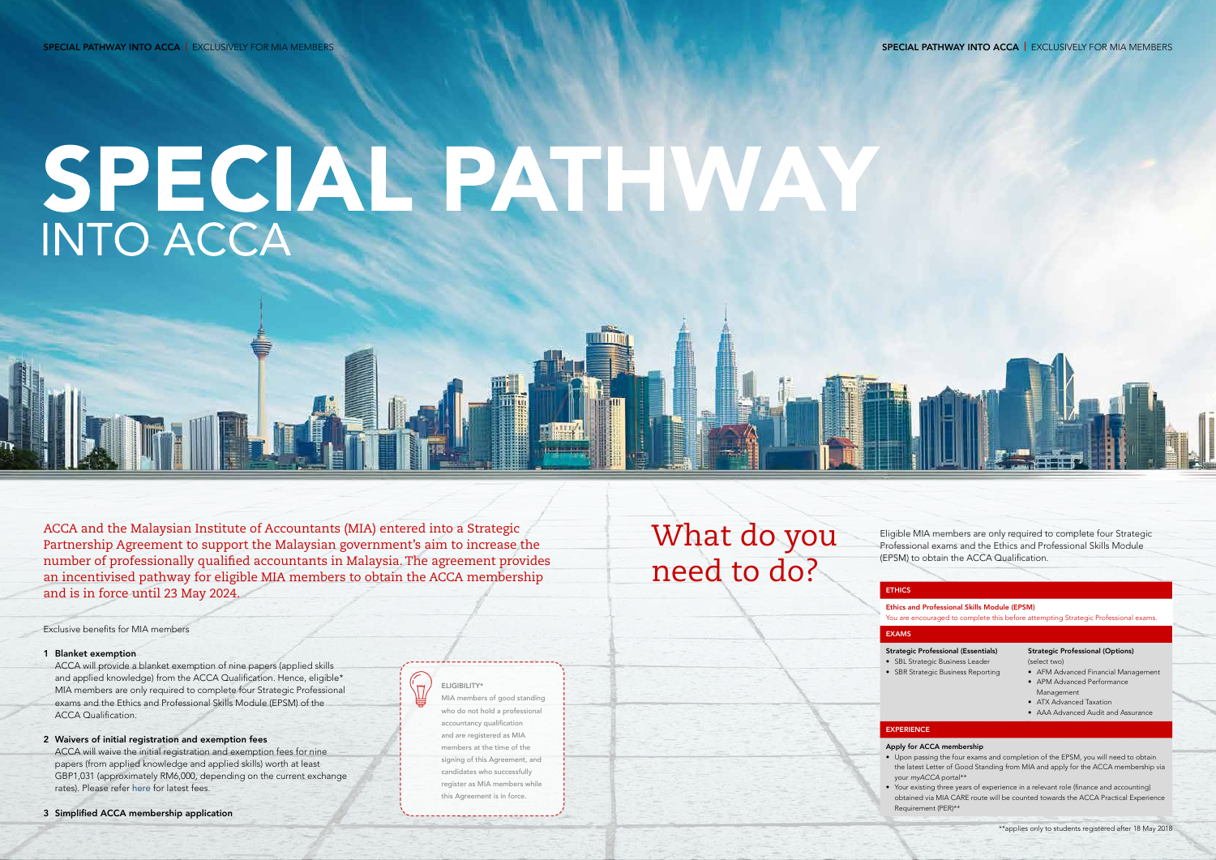# SPECIAL PATHWAY
## INTO ACCA

ACCA and the Malaysian Institute of Accountants (MIA) entered into a Strategic Partnership Agreement to support the Malaysian government's aim to increase the number of professionally qualified accountants in Malaysia. The agreement provides an incentivised pathway for eligible MIA members to obtain the ACCA membership and is in force until 23 May 2024.

Exclusive benefits for MIA members

1. **Blanket exemption**
   ACCA will provide a blanket exemption of nine papers (applied skills and applied knowledge) from the ACCA Qualification. Hence, eligible* MIA members are only required to complete four Strategic Professional exams and the Ethics and Professional Skills Module (EPSM) of the ACCA Qualification.

2. **Waivers of initial registration and exemption fees**
   ACCA will waive the initial registration and exemption fees for nine papers (from applied knowledge and applied skills) worth at least GBP1,031 (approximately RM6,000, depending on the current exchange rates). Please refer here for latest fees.

3. **Simplified ACCA membership application**

ELIGIBILITY*

MIA members of good standing who do not hold a professional accountancy qualification and are registered as MIA members at the time of the signing of this Agreement, and candidates who successfully register as MIA members while this Agreement is in force.

## What do you need to do?

Eligible MIA members are only required to complete four Strategic Professional exams and the Ethics and Professional Skills Module (EPSM) to obtain the ACCA Qualification.

### ETHICS

**Ethics and Professional Skills Module (EPSM)**
You are encouraged to complete this before attempting Strategic Professional exams.

### EXAMS

**Strategic Professional (Essentials)**
- SBL Strategic Business Leader
- SBR Strategic Business Reporting

**Strategic Professional (Options)**
(select two)
- AFM Advanced Financial Management
- APM Advanced Performance Management
- ATX Advanced Taxation
- AAA Advanced Audit and Assurance

### EXPERIENCE

**Apply for ACCA membership**
- Upon passing the four exams and completion of the EPSM, you will need to obtain the latest Letter of Good Standing from MIA and apply for the ACCA membership via your myACCA portal**
- Your existing three years of experience in a relevant role (finance and accounting) obtained via MIA CARE route will be counted towards the ACCA Practical Experience Requirement (PER)**

**applies only to students registered after 18 May 2018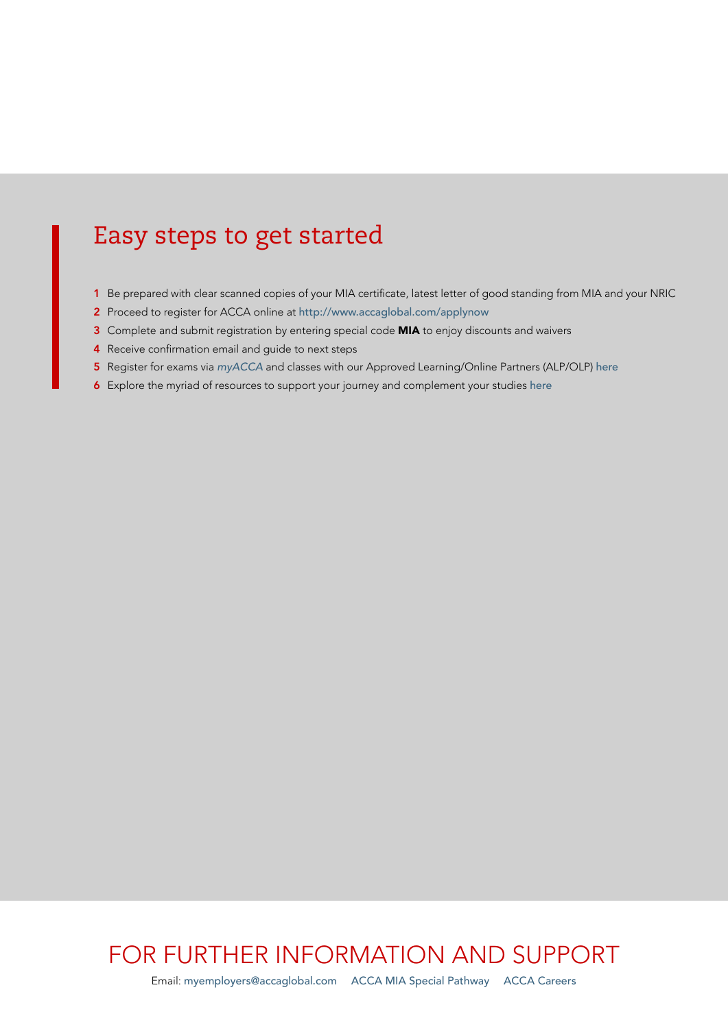## Easy steps to get started

1. Be prepared with clear scanned copies of your MIA certificate, latest letter of good standing from MIA and your NRIC
2. Proceed to register for ACCA online at http://www.accaglobal.com/applynow
3. Complete and submit registration by entering special code **MIA** to enjoy discounts and waivers
4. Receive confirmation email and guide to next steps
5. Register for exams via *myACCA* and classes with our Approved Learning/Online Partners (ALP/OLP) here
6. Explore the myriad of resources to support your journey and complement your studies here

## FOR FURTHER INFORMATION AND SUPPORT

Email: myemployers@accaglobal.com ACCA MIA Special Pathway ACCA Careers